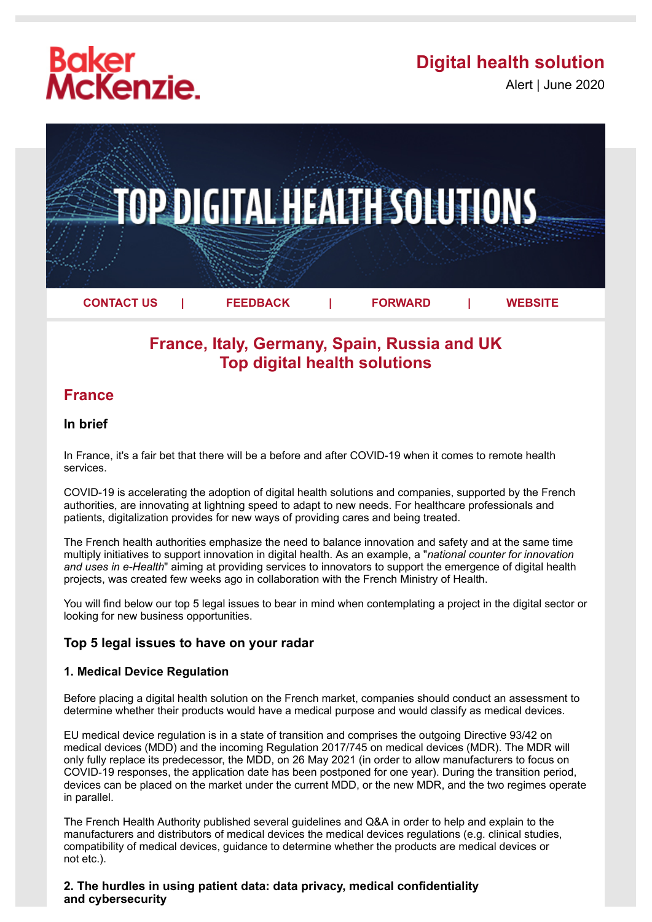Baker McKenzie.

**Digital health solution**

Alert | June 2020

TOP DIGITAL HEALTH SOLUTIONS

CONTACT US | FEEDBACK | FORWARD | WEBSITE

# France, Italy, Germany, Spain, Russia and UK Top digital health solutions

## France

### In brief

In France, it's a fair bet that there will be a before and after COVID-19 when it comes to remote health services.

COVID-19 is accelerating the adoption of digital health solutions and companies, supported by the French authorities, are innovating at lightning speed to adapt to new needs. For healthcare professionals and patients, digitalization provides for new ways of providing cares and being treated.

The French health authorities emphasize the need to balance innovation and safety and at the same time multiply initiatives to support innovation in digital health. As an example, a "*national counter for innovation and uses in e-Health*" aiming at providing services to innovators to support the emergence of digital health projects, was created few weeks ago in collaboration with the French Ministry of Health.

You will find below our top 5 legal issues to bear in mind when contemplating a project in the digital sector or looking for new business opportunities.

### Top 5 legal issues to have on your radar

#### 1. Medical Device Regulation

Before placing a digital health solution on the French market, companies should conduct an assessment to determine whether their products would have a medical purpose and would classify as medical devices.

EU medical device regulation is in a state of transition and comprises the outgoing Directive 93/42 on medical devices (MDD) and the incoming Regulation 2017/745 on medical devices (MDR). The MDR will only fully replace its predecessor, the MDD, on 26 May 2021 (in order to allow manufacturers to focus on COVID-19 responses, the application date has been postponed for one year). During the transition period, devices can be placed on the market under the current MDD, or the new MDR, and the two regimes operate in parallel.

The French Health Authority published several guidelines and Q&A in order to help and explain to the manufacturers and distributors of medical devices the medical devices regulations (e.g. clinical studies, compatibility of medical devices, guidance to determine whether the products are medical devices or not etc.).

#### 2. The hurdles in using patient data: data privacy, medical confidentiality and cybersecurity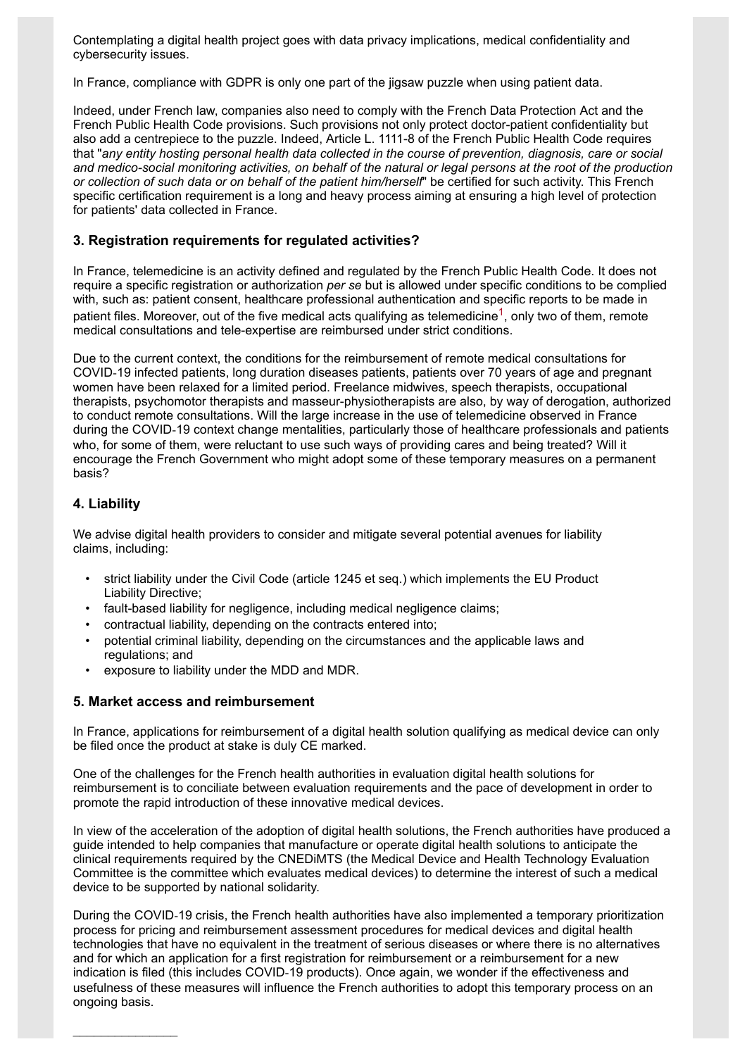Contemplating a digital health project goes with data privacy implications, medical confidentiality and cybersecurity issues.

In France, compliance with GDPR is only one part of the jigsaw puzzle when using patient data.

Indeed, under French law, companies also need to comply with the French Data Protection Act and the French Public Health Code provisions. Such provisions not only protect doctor-patient confidentiality but also add a centrepiece to the puzzle. Indeed, Article L. 1111-8 of the French Public Health Code requires that "*any entity hosting personal health data collected in the course of prevention, diagnosis, care or social and medico-social monitoring activities, on behalf of the natural or legal persons at the root of the production or collection of such data or on behalf of the patient him/herself*" be certified for such activity. This French specific certification requirement is a long and heavy process aiming at ensuring a high level of protection for patients' data collected in France.

### 3. Registration requirements for regulated activities?

In France, telemedicine is an activity defined and regulated by the French Public Health Code. It does not require a specific registration or authorization *per se* but is allowed under specific conditions to be complied with, such as: patient consent, healthcare professional authentication and specific reports to be made in patient files. Moreover, out of the five medical acts qualifying as telemedicine[1], only two of them, remote medical consultations and tele-expertise are reimbursed under strict conditions.

Due to the current context, the conditions for the reimbursement of remote medical consultations for COVID-19 infected patients, long duration diseases patients, patients over 70 years of age and pregnant women have been relaxed for a limited period. Freelance midwives, speech therapists, occupational therapists, psychomotor therapists and masseur-physiotherapists are also, by way of derogation, authorized to conduct remote consultations. Will the large increase in the use of telemedicine observed in France during the COVID-19 context change mentalities, particularly those of healthcare professionals and patients who, for some of them, were reluctant to use such ways of providing cares and being treated? Will it encourage the French Government who might adopt some of these temporary measures on a permanent basis?

### 4. Liability

We advise digital health providers to consider and mitigate several potential avenues for liability claims, including:

- strict liability under the Civil Code (article 1245 et seq.) which implements the EU Product Liability Directive;
- fault-based liability for negligence, including medical negligence claims;
- contractual liability, depending on the contracts entered into;
- potential criminal liability, depending on the circumstances and the applicable laws and regulations; and
- exposure to liability under the MDD and MDR.

### 5. Market access and reimbursement

In France, applications for reimbursement of a digital health solution qualifying as medical device can only be filed once the product at stake is duly CE marked.

One of the challenges for the French health authorities in evaluation digital health solutions for reimbursement is to conciliate between evaluation requirements and the pace of development in order to promote the rapid introduction of these innovative medical devices.

In view of the acceleration of the adoption of digital health solutions, the French authorities have produced a guide intended to help companies that manufacture or operate digital health solutions to anticipate the clinical requirements required by the CNEDiMTS (the Medical Device and Health Technology Evaluation Committee is the committee which evaluates medical devices) to determine the interest of such a medical device to be supported by national solidarity.

During the COVID-19 crisis, the French health authorities have also implemented a temporary prioritization process for pricing and reimbursement assessment procedures for medical devices and digital health technologies that have no equivalent in the treatment of serious diseases or where there is no alternatives and for which an application for a first registration for reimbursement or a reimbursement for a new indication is filed (this includes COVID-19 products). Once again, we wonder if the effectiveness and usefulness of these measures will influence the French authorities to adopt this temporary process on an ongoing basis.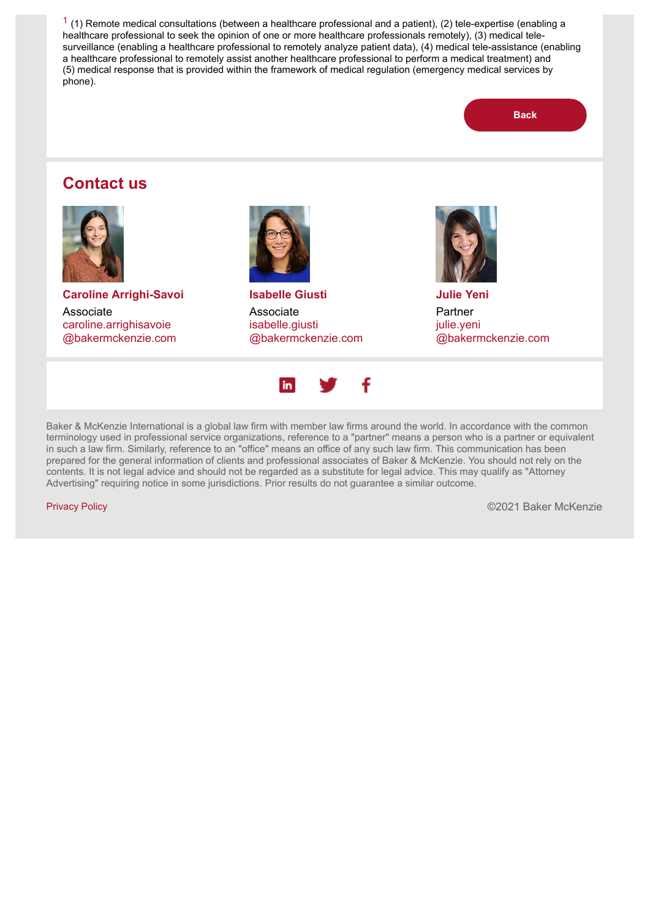[1] (1) Remote medical consultations (between a healthcare professional and a patient), (2) tele-expertise (enabling a healthcare professional to seek the opinion of one or more healthcare professionals remotely), (3) medical tele-surveillance (enabling a healthcare professional to remotely analyze patient data), (4) medical tele-assistance (enabling a healthcare professional to remotely assist another healthcare professional to perform a medical treatment) and (5) medical response that is provided within the framework of medical regulation (emergency medical services by phone).

Back

## Contact us

**Caroline Arrighi-Savoi**
Associate
caroline.arrighisavoie@bakermckenzie.com

**Isabelle Giusti**
Associate
isabelle.giusti@bakermckenzie.com

**Julie Yeni**
Partner
julie.yeni@bakermckenzie.com

Baker & McKenzie International is a global law firm with member law firms around the world. In accordance with the common terminology used in professional service organizations, reference to a "partner" means a person who is a partner or equivalent in such a law firm. Similarly, reference to an "office" means an office of any such law firm. This communication has been prepared for the general information of clients and professional associates of Baker & McKenzie. You should not rely on the contents. It is not legal advice and should not be regarded as a substitute for legal advice. This may qualify as "Attorney Advertising" requiring notice in some jurisdictions. Prior results do not guarantee a similar outcome.

Privacy Policy

©2021 Baker McKenzie